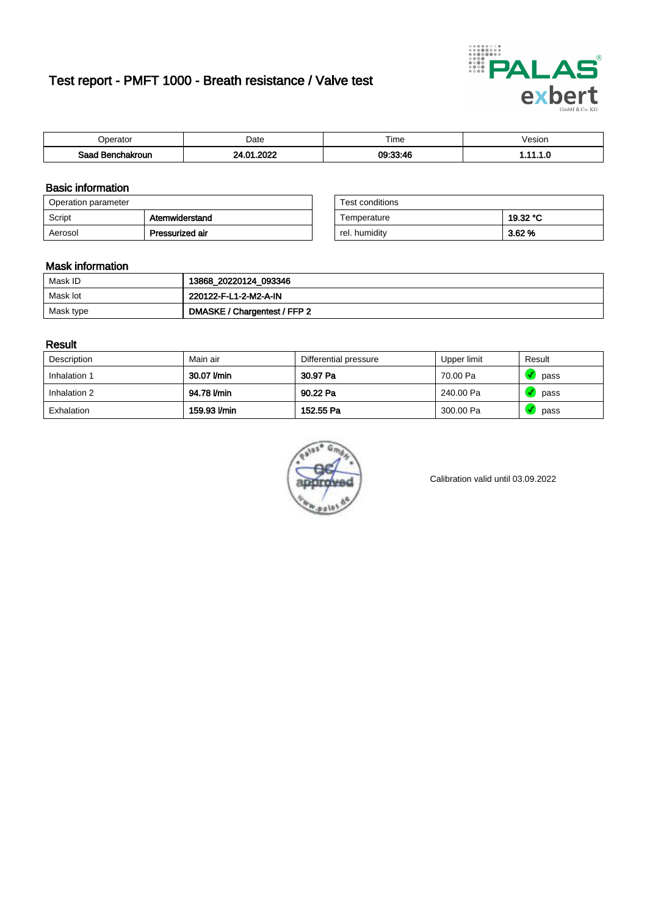# Test report - PMFT 1000 - Breath resistance / Valve test

| Operator | Date | Time | Vesion |
|---|---|---|---|
| **Saad Benchakroun** | **24.01.2022** | **09:33:46** | **1.11.1.0** |

## Basic information

| Operation parameter | |
|---|---|
| Script | **Atemwiderstand** |
| Aerosol | **Pressurized air** |

| Test conditions | |
|---|---|
| Temperature | **19.32 °C** |
| rel. humidity | **3.62 %** |

## Mask information

| | |
|---|---|
| Mask ID | **13868_20220124_093346** |
| Mask lot | **220122-F-L1-2-M2-A-IN** |
| Mask type | **DMASKE / Chargentest / FFP 2** |

## Result

| Description | Main air | Differential pressure | Upper limit | Result |
|---|---|---|---|---|
| Inhalation 1 | **30.07 l/min** | **30.97 Pa** | 70.00 Pa | pass |
| Inhalation 2 | **94.78 l/min** | **90.22 Pa** | 240.00 Pa | pass |
| Exhalation | **159.93 l/min** | **152.55 Pa** | 300.00 Pa | pass |

Calibration valid until 03.09.2022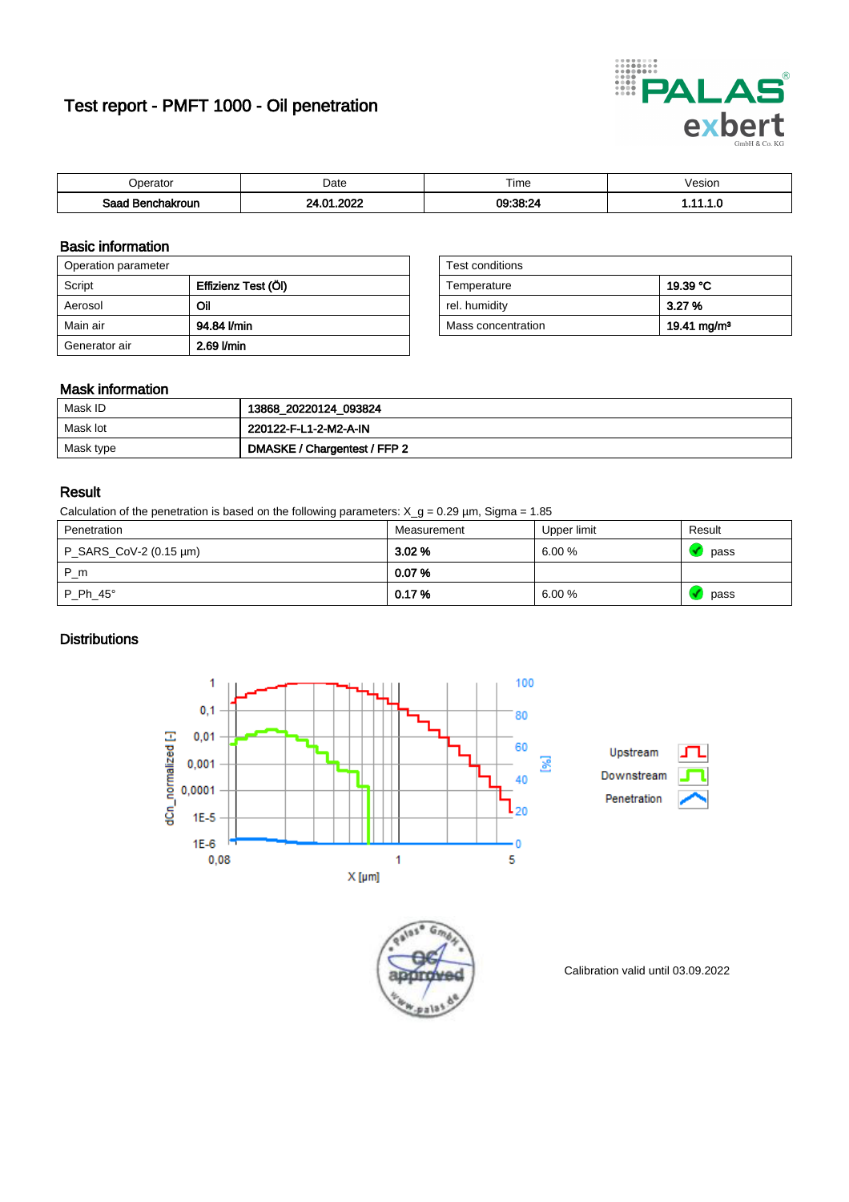# Test report - PMFT 1000 - Oil penetration

PALAS exbert GmbH & Co. KG

| Operator | Date | Time | Vesion |
|---|---|---|---|
| **Saad Benchakroun** | **24.01.2022** | **09:38:24** | **1.11.1.0** |

## Basic information

| Operation parameter | |
|---|---|
| Script | **Effizienz Test (Öl)** |
| Aerosol | **Oil** |
| Main air | **94.84 l/min** |
| Generator air | **2.69 l/min** |

| Test conditions | |
|---|---|
| Temperature | **19.39 °C** |
| rel. humidity | **3.27 %** |
| Mass concentration | **19.41 mg/m³** |

## Mask information

| | |
|---|---|
| Mask ID | **13868_20220124_093824** |
| Mask lot | **220122-F-L1-2-M2-A-IN** |
| Mask type | **DMASKE / Chargentest / FFP 2** |

## Result

Calculation of the penetration is based on the following parameters: X_g = 0.29 µm, Sigma = 1.85

| Penetration | Measurement | Upper limit | Result |
|---|---|---|---|
| P_SARS_CoV-2 (0.15 µm) | **3.02 %** | 6.00 % | pass |
| P_m | **0.07 %** | | |
| P_Ph_45° | **0.17 %** | 6.00 % | pass |

## Distributions

dCn_normalized [-]

1
0,1
0,01
0,001
0,0001
1E-5
1E-6

[%]

100
80
60
40
20
0

0,08
1
5

X [µm]

Upstream
Downstream
Penetration

Palas® GmbH
QC approved
www.palas.de

Calibration valid until 03.09.2022